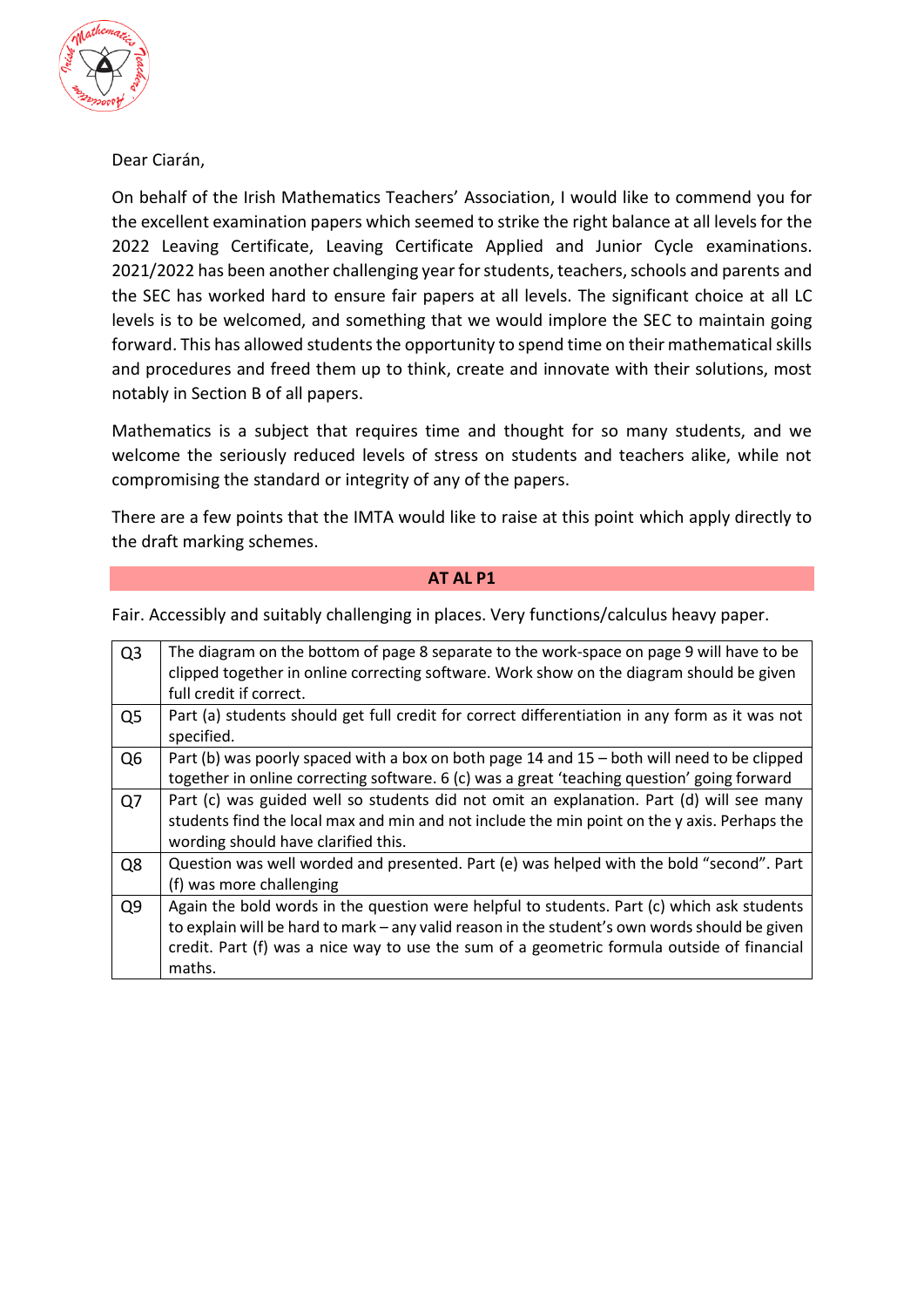Dear Ciarán,

On behalf of the Irish Mathematics Teachers' Association, I would like to commend you for the excellent examination papers which seemed to strike the right balance at all levels for the 2022 Leaving Certificate, Leaving Certificate Applied and Junior Cycle examinations. 2021/2022 has been another challenging year for students, teachers, schools and parents and the SEC has worked hard to ensure fair papers at all levels. The significant choice at all LC levels is to be welcomed, and something that we would implore the SEC to maintain going forward. This has allowed students the opportunity to spend time on their mathematical skills and procedures and freed them up to think, create and innovate with their solutions, most notably in Section B of all papers.

Mathematics is a subject that requires time and thought for so many students, and we welcome the seriously reduced levels of stress on students and teachers alike, while not compromising the standard or integrity of any of the papers.

There are a few points that the IMTA would like to raise at this point which apply directly to the draft marking schemes.

## AT AL P1

Fair. Accessibly and suitably challenging in places. Very functions/calculus heavy paper.

| | |
|---|---|
| Q3 | The diagram on the bottom of page 8 separate to the work-space on page 9 will have to be clipped together in online correcting software. Work show on the diagram should be given full credit if correct. |
| Q5 | Part (a) students should get full credit for correct differentiation in any form as it was not specified. |
| Q6 | Part (b) was poorly spaced with a box on both page 14 and 15 – both will need to be clipped together in online correcting software. 6 (c) was a great 'teaching question' going forward |
| Q7 | Part (c) was guided well so students did not omit an explanation. Part (d) will see many students find the local max and min and not include the min point on the y axis. Perhaps the wording should have clarified this. |
| Q8 | Question was well worded and presented. Part (e) was helped with the bold "second". Part (f) was more challenging |
| Q9 | Again the bold words in the question were helpful to students. Part (c) which ask students to explain will be hard to mark – any valid reason in the student's own words should be given credit. Part (f) was a nice way to use the sum of a geometric formula outside of financial maths. |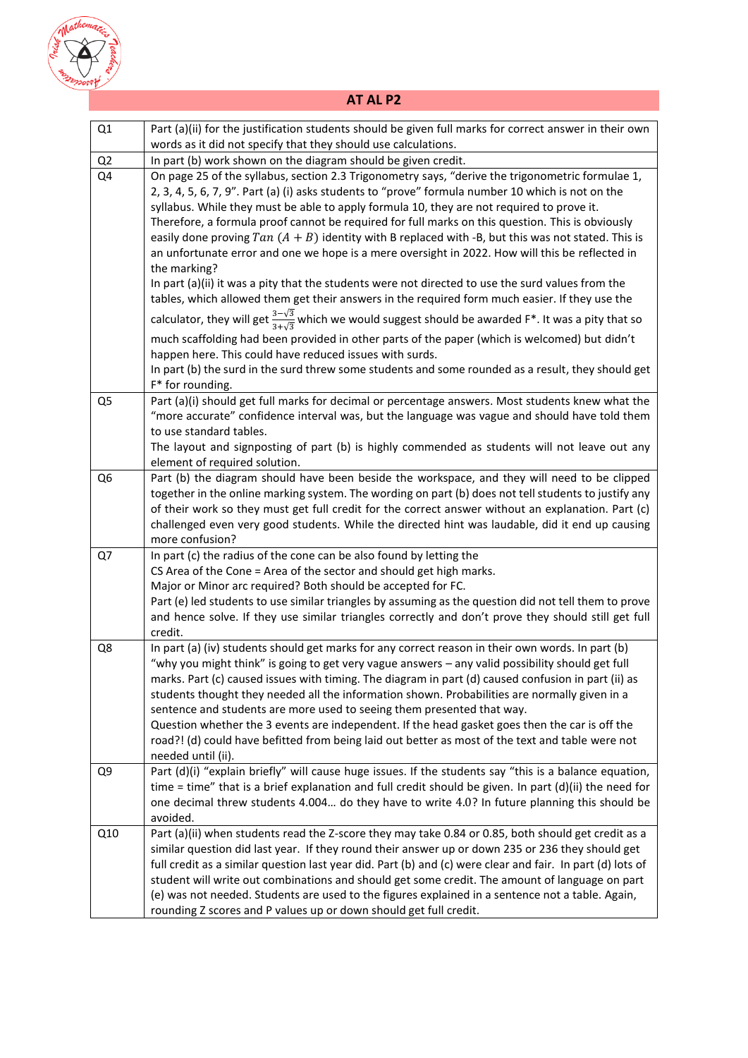## AT AL P2

| | |
|---|---|
| Q1 | Part (a)(ii) for the justification students should be given full marks for correct answer in their own words as it did not specify that they should use calculations. |
| Q2 | In part (b) work shown on the diagram should be given credit. |
| Q4 | On page 25 of the syllabus, section 2.3 Trigonometry says, "derive the trigonometric formulae 1, 2, 3, 4, 5, 6, 7, 9". Part (a) (i) asks students to "prove" formula number 10 which is not on the syllabus. While they must be able to apply formula 10, they are not required to prove it. Therefore, a formula proof cannot be required for full marks on this question. This is obviously easily done proving $Tan\ (A + B)$ identity with B replaced with -B, but this was not stated. This is an unfortunate error and one we hope is a mere oversight in 2022. How will this be reflected in the marking?<br>In part (a)(ii) it was a pity that the students were not directed to use the surd values from the tables, which allowed them get their answers in the required form much easier. If they use the calculator, they will get $\frac{3-\sqrt{3}}{3+\sqrt{3}}$ which we would suggest should be awarded F*. It was a pity that so much scaffolding had been provided in other parts of the paper (which is welcomed) but didn't happen here. This could have reduced issues with surds.<br>In part (b) the surd in the surd threw some students and some rounded as a result, they should get F* for rounding. |
| Q5 | Part (a)(i) should get full marks for decimal or percentage answers. Most students knew what the "more accurate" confidence interval was, but the language was vague and should have told them to use standard tables.<br>The layout and signposting of part (b) is highly commended as students will not leave out any element of required solution. |
| Q6 | Part (b) the diagram should have been beside the workspace, and they will need to be clipped together in the online marking system. The wording on part (b) does not tell students to justify any of their work so they must get full credit for the correct answer without an explanation. Part (c) challenged even very good students. While the directed hint was laudable, did it end up causing more confusion? |
| Q7 | In part (c) the radius of the cone can be also found by letting the<br>CS Area of the Cone = Area of the sector and should get high marks.<br>Major or Minor arc required? Both should be accepted for FC.<br>Part (e) led students to use similar triangles by assuming as the question did not tell them to prove and hence solve. If they use similar triangles correctly and don't prove they should still get full credit. |
| Q8 | In part (a) (iv) students should get marks for any correct reason in their own words. In part (b) "why you might think" is going to get very vague answers – any valid possibility should get full marks. Part (c) caused issues with timing. The diagram in part (d) caused confusion in part (ii) as students thought they needed all the information shown. Probabilities are normally given in a sentence and students are more used to seeing them presented that way.<br>Question whether the 3 events are independent. If the head gasket goes then the car is off the road?! (d) could have befitted from being laid out better as most of the text and table were not needed until (ii). |
| Q9 | Part (d)(i) "explain briefly" will cause huge issues. If the students say "this is a balance equation, time = time" that is a brief explanation and full credit should be given. In part (d)(ii) the need for one decimal threw students 4.004… do they have to write 4.0? In future planning this should be avoided. |
| Q10 | Part (a)(ii) when students read the Z-score they may take 0.84 or 0.85, both should get credit as a similar question did last year. If they round their answer up or down 235 or 236 they should get full credit as a similar question last year did. Part (b) and (c) were clear and fair. In part (d) lots of student will write out combinations and should get some credit. The amount of language on part (e) was not needed. Students are used to the figures explained in a sentence not a table. Again, rounding Z scores and P values up or down should get full credit. |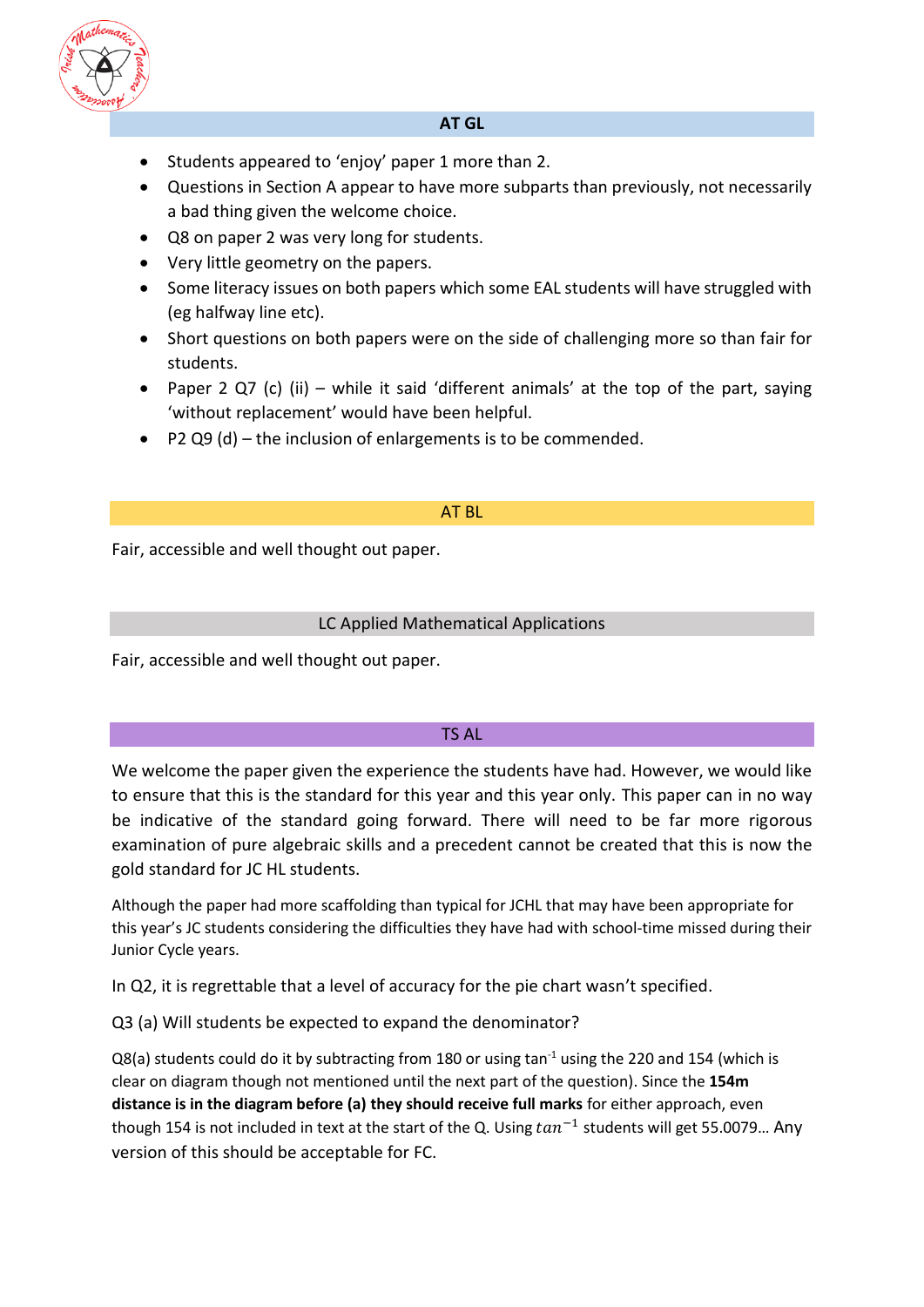## AT GL

- Students appeared to 'enjoy' paper 1 more than 2.
- Questions in Section A appear to have more subparts than previously, not necessarily a bad thing given the welcome choice.
- Q8 on paper 2 was very long for students.
- Very little geometry on the papers.
- Some literacy issues on both papers which some EAL students will have struggled with (eg halfway line etc).
- Short questions on both papers were on the side of challenging more so than fair for students.
- Paper 2 Q7 (c) (ii) – while it said 'different animals' at the top of the part, saying 'without replacement' would have been helpful.
- P2 Q9 (d) – the inclusion of enlargements is to be commended.

## AT BL

Fair, accessible and well thought out paper.

## LC Applied Mathematical Applications

Fair, accessible and well thought out paper.

## TS AL

We welcome the paper given the experience the students have had. However, we would like to ensure that this is the standard for this year and this year only. This paper can in no way be indicative of the standard going forward. There will need to be far more rigorous examination of pure algebraic skills and a precedent cannot be created that this is now the gold standard for JC HL students.

Although the paper had more scaffolding than typical for JCHL that may have been appropriate for this year's JC students considering the difficulties they have had with school-time missed during their Junior Cycle years.

In Q2, it is regrettable that a level of accuracy for the pie chart wasn't specified.

Q3 (a) Will students be expected to expand the denominator?

Q8(a) students could do it by subtracting from 180 or using $\tan^{-1}$ using the 220 and 154 (which is clear on diagram though not mentioned until the next part of the question). Since the **154m distance is in the diagram before (a) they should receive full marks** for either approach, even though 154 is not included in text at the start of the Q. Using $tan^{-1}$ students will get 55.0079… Any version of this should be acceptable for FC.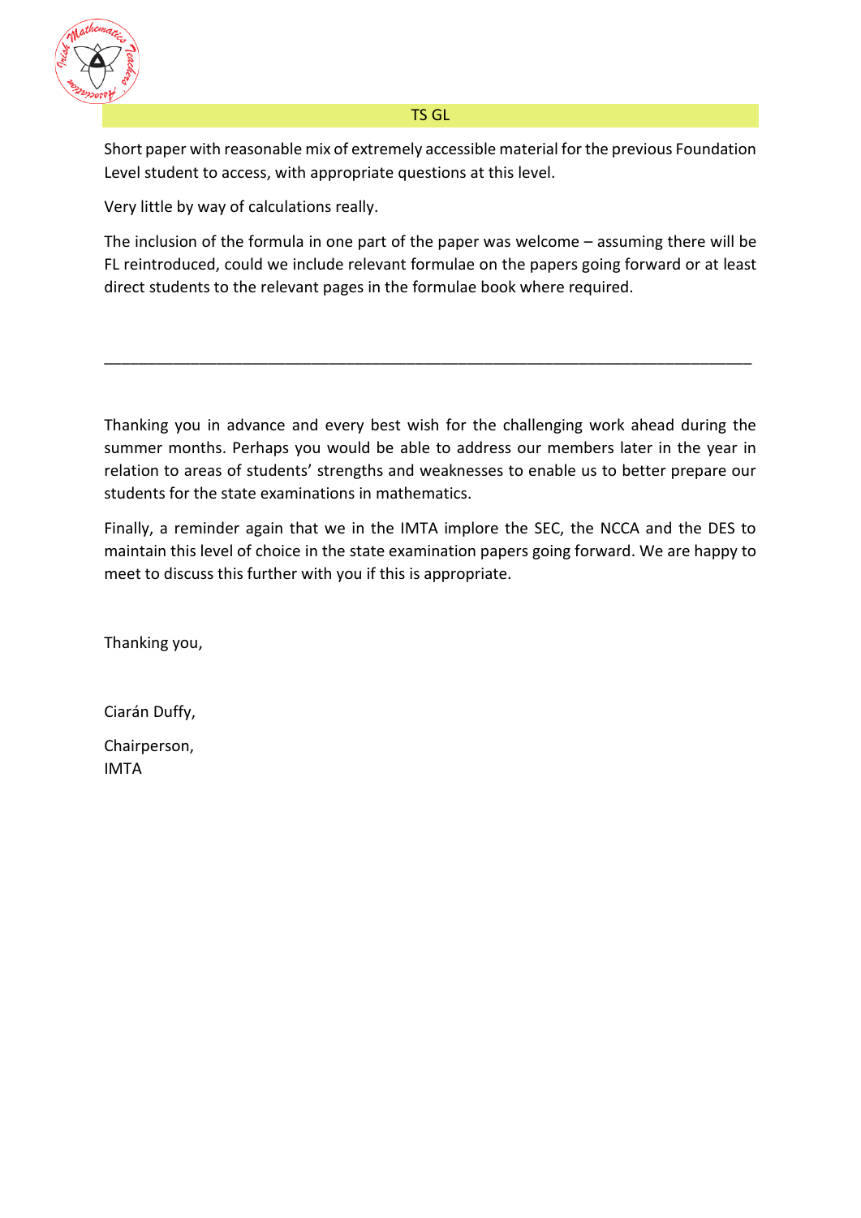## TS GL

Short paper with reasonable mix of extremely accessible material for the previous Foundation Level student to access, with appropriate questions at this level.

Very little by way of calculations really.

The inclusion of the formula in one part of the paper was welcome – assuming there will be FL reintroduced, could we include relevant formulae on the papers going forward or at least direct students to the relevant pages in the formulae book where required.

---

Thanking you in advance and every best wish for the challenging work ahead during the summer months. Perhaps you would be able to address our members later in the year in relation to areas of students' strengths and weaknesses to enable us to better prepare our students for the state examinations in mathematics.

Finally, a reminder again that we in the IMTA implore the SEC, the NCCA and the DES to maintain this level of choice in the state examination papers going forward. We are happy to meet to discuss this further with you if this is appropriate.

Thanking you,

Ciarán Duffy,

Chairperson,
IMTA